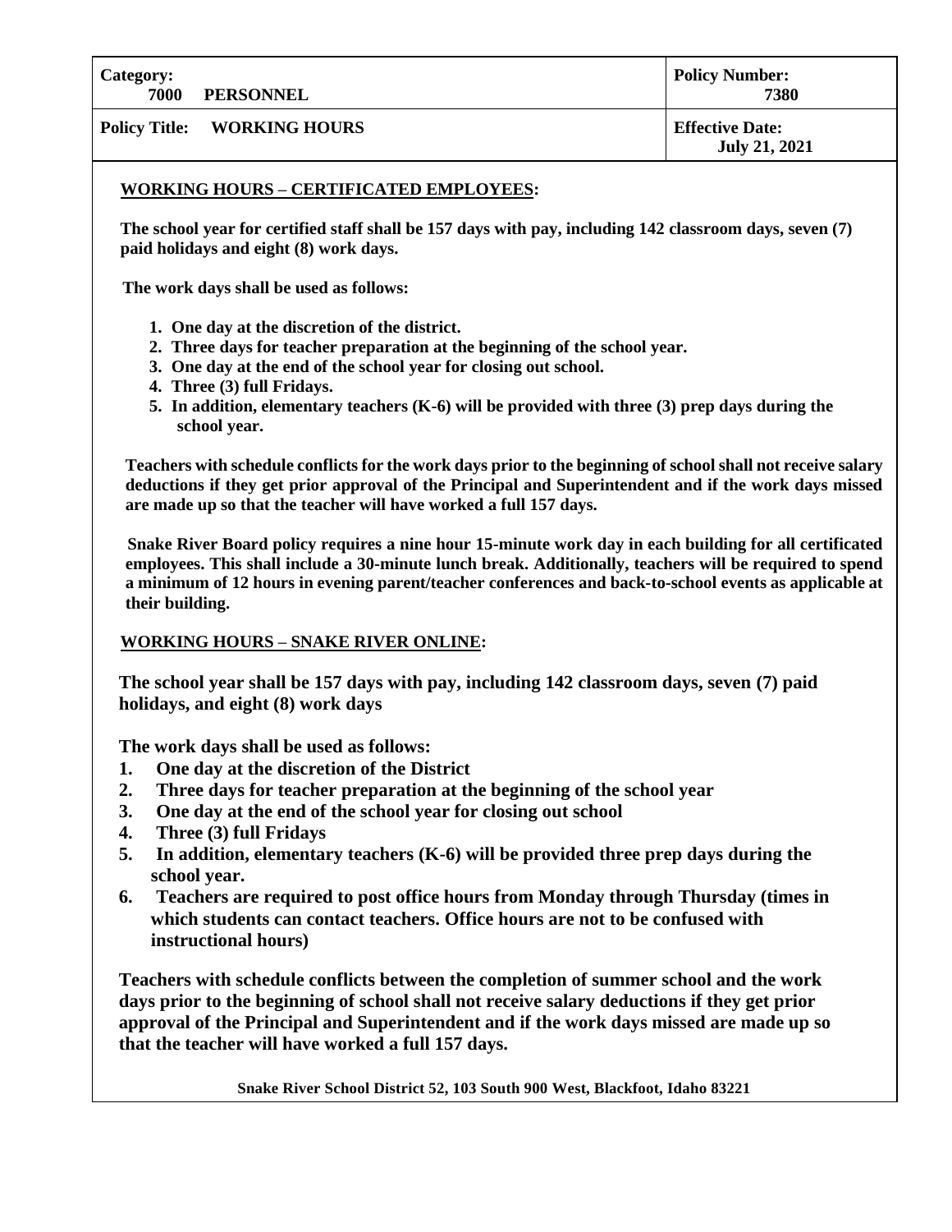| Category: 7000 PERSONNEL | Policy Number: 7380 |
| --- | --- |
| Policy Title: WORKING HOURS | Effective Date: July 21, 2021 |

## WORKING HOURS – CERTIFICATED EMPLOYEES:

**The school year for certified staff shall be 157 days with pay, including 142 classroom days, seven (7) paid holidays and eight (8) work days.**

**The work days shall be used as follows:**

1. **One day at the discretion of the district.**
2. **Three days for teacher preparation at the beginning of the school year.**
3. **One day at the end of the school year for closing out school.**
4. **Three (3) full Fridays.**
5. **In addition, elementary teachers (K-6) will be provided with three (3) prep days during the school year.**

**Teachers with schedule conflicts for the work days prior to the beginning of school shall not receive salary deductions if they get prior approval of the Principal and Superintendent and if the work days missed are made up so that the teacher will have worked a full 157 days.**

**Snake River Board policy requires a nine hour 15-minute work day in each building for all certificated employees. This shall include a 30-minute lunch break. Additionally, teachers will be required to spend a minimum of 12 hours in evening parent/teacher conferences and back-to-school events as applicable at their building.**

## WORKING HOURS – SNAKE RIVER ONLINE:

**The school year shall be 157 days with pay, including 142 classroom days, seven (7) paid holidays, and eight (8) work days**

**The work days shall be used as follows:**

1. **One day at the discretion of the District**
2. **Three days for teacher preparation at the beginning of the school year**
3. **One day at the end of the school year for closing out school**
4. **Three (3) full Fridays**
5. **In addition, elementary teachers (K-6) will be provided three prep days during the school year.**
6. **Teachers are required to post office hours from Monday through Thursday (times in which students can contact teachers. Office hours are not to be confused with instructional hours)**

**Teachers with schedule conflicts between the completion of summer school and the work days prior to the beginning of school shall not receive salary deductions if they get prior approval of the Principal and Superintendent and if the work days missed are made up so that the teacher will have worked a full 157 days.**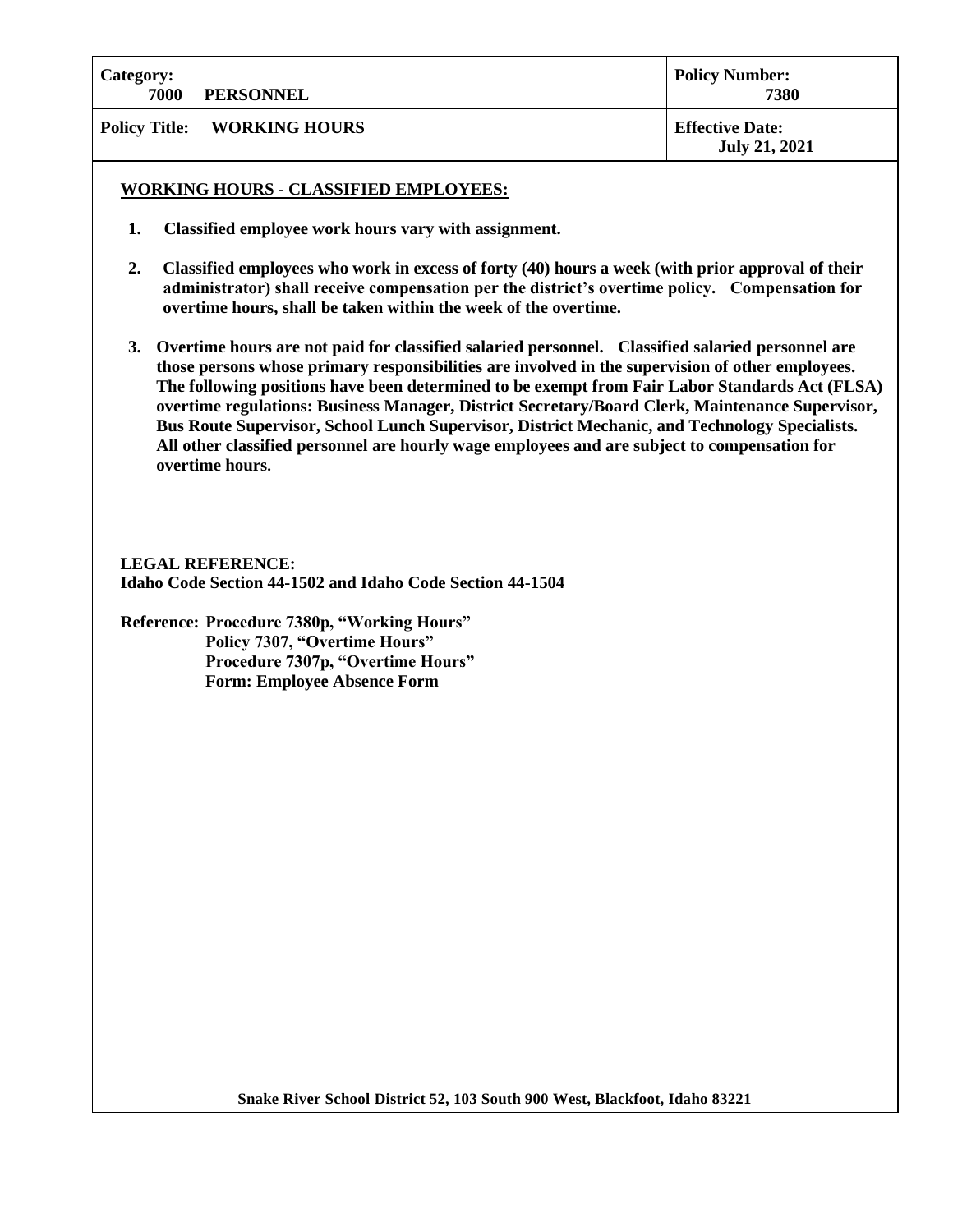| Category: 7000 PERSONNEL | Policy Number: 7380 |
| --- | --- |
| Policy Title: WORKING HOURS | Effective Date: July 21, 2021 |

## WORKING HOURS - CLASSIFIED EMPLOYEES:

1. **Classified employee work hours vary with assignment.**

2. **Classified employees who work in excess of forty (40) hours a week (with prior approval of their administrator) shall receive compensation per the district's overtime policy. Compensation for overtime hours, shall be taken within the week of the overtime.**

3. **Overtime hours are not paid for classified salaried personnel. Classified salaried personnel are those persons whose primary responsibilities are involved in the supervision of other employees. The following positions have been determined to be exempt from Fair Labor Standards Act (FLSA) overtime regulations: Business Manager, District Secretary/Board Clerk, Maintenance Supervisor, Bus Route Supervisor, School Lunch Supervisor, District Mechanic, and Technology Specialists. All other classified personnel are hourly wage employees and are subject to compensation for overtime hours.**

**LEGAL REFERENCE:**
**Idaho Code Section 44-1502 and Idaho Code Section 44-1504**

**Reference: Procedure 7380p, "Working Hours"**
**Policy 7307, "Overtime Hours"**
**Procedure 7307p, "Overtime Hours"**
**Form: Employee Absence Form**

**Snake River School District 52, 103 South 900 West, Blackfoot, Idaho 83221**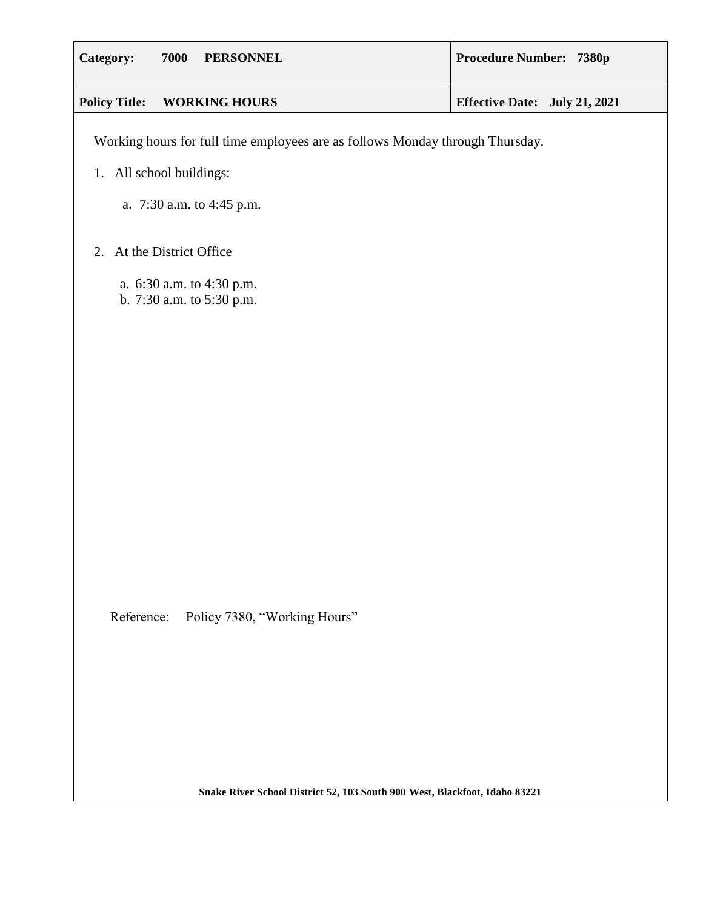| | |
|---|---|
| **Category: 7000 PERSONNEL** | **Procedure Number: 7380p** |
| **Policy Title: WORKING HOURS** | **Effective Date: July 21, 2021** |

Working hours for full time employees are as follows Monday through Thursday.

1. All school buildings:
   a. 7:30 a.m. to 4:45 p.m.

2. At the District Office
   a. 6:30 a.m. to 4:30 p.m.
   b. 7:30 a.m. to 5:30 p.m.

Reference: Policy 7380, "Working Hours"

**Snake River School District 52, 103 South 900 West, Blackfoot, Idaho 83221**